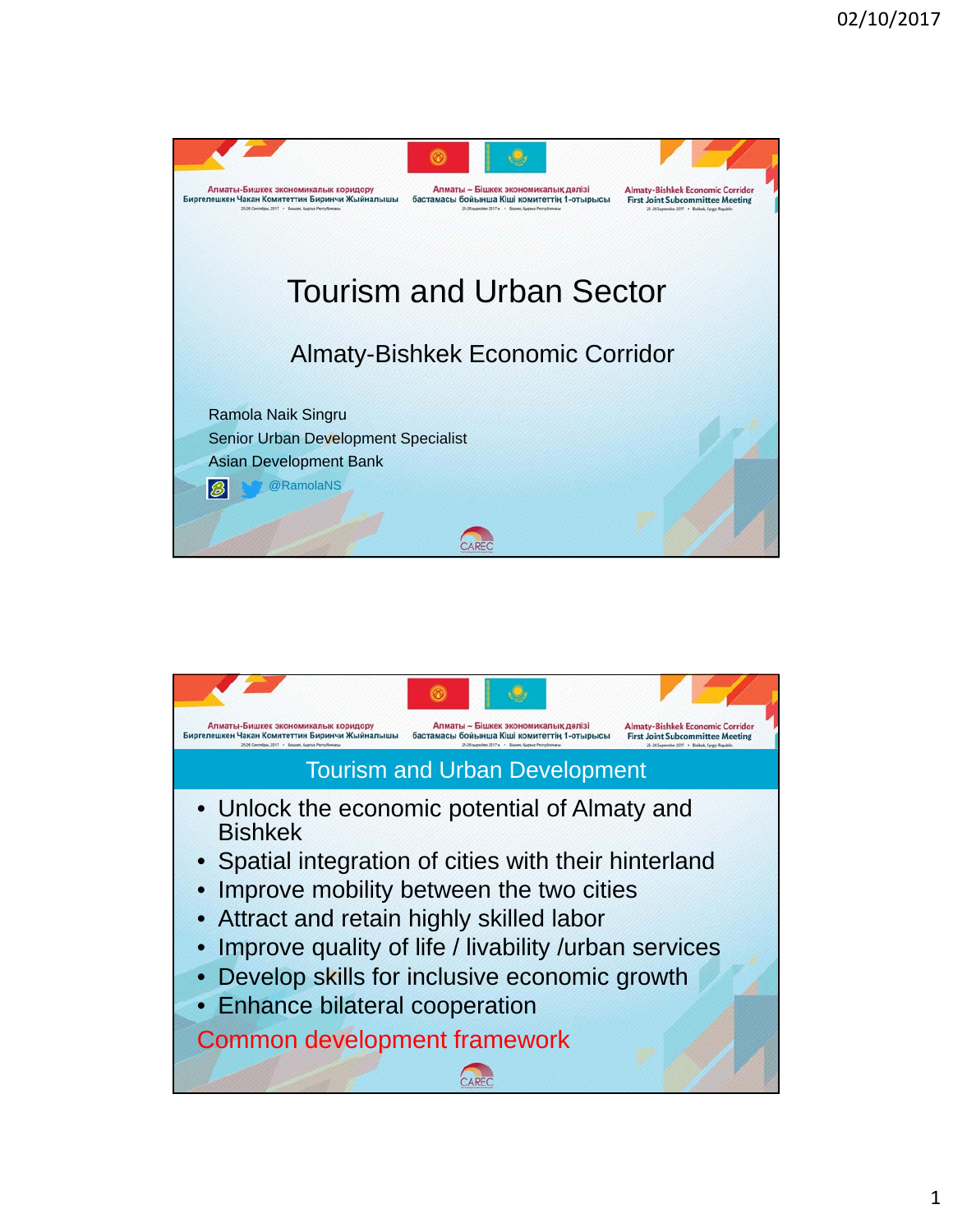# Tourism and Urban Sector

## Almaty-Bishkek Economic Corridor

Ramola Naik Singru
Senior Urban Development Specialist
Asian Development Bank
@RamolaNS

## Tourism and Urban Development

- Unlock the economic potential of Almaty and Bishkek
- Spatial integration of cities with their hinterland
- Improve mobility between the two cities
- Attract and retain highly skilled labor
- Improve quality of life / livability /urban services
- Develop skills for inclusive economic growth
- Enhance bilateral cooperation

Common development framework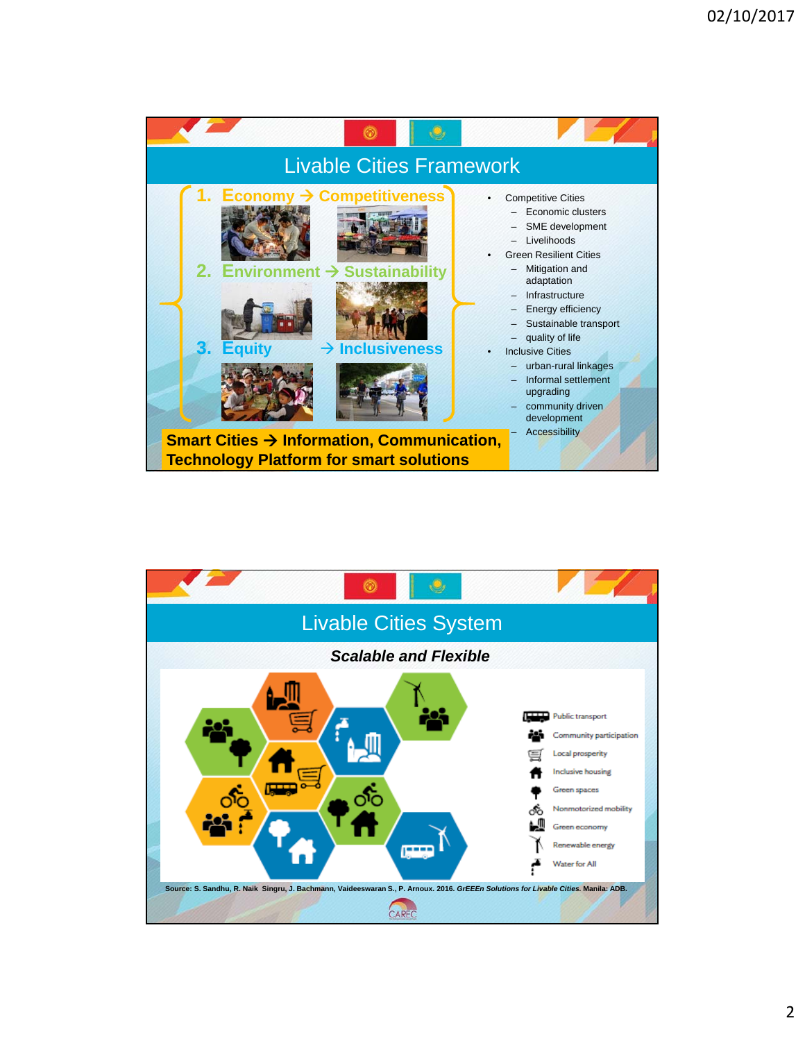## Livable Cities Framework

1. **Economy → Competitiveness**
2. **Environment → Sustainability**
3. **Equity → Inclusiveness**

**Smart Cities → Information, Communication, Technology Platform for smart solutions**

- Competitive Cities
  - Economic clusters
  - SME development
  - Livelihoods
- Green Resilient Cities
  - Mitigation and adaptation
  - Infrastructure
  - Energy efficiency
  - Sustainable transport
  - quality of life
- Inclusive Cities
  - urban-rural linkages
  - Informal settlement upgrading
  - community driven development
  - Accessibility

## Livable Cities System

***Scalable and Flexible***

- Public transport
- Community participation
- Local prosperity
- Inclusive housing
- Green spaces
- Nonmotorized mobility
- Green economy
- Renewable energy
- Water for All

Source: S. Sandhu, R. Naik Singru, J. Bachmann, Vaideeswaran S., P. Arnoux. 2016. *GrEEEn Solutions for Livable Cities*. Manila: ADB.

CAREC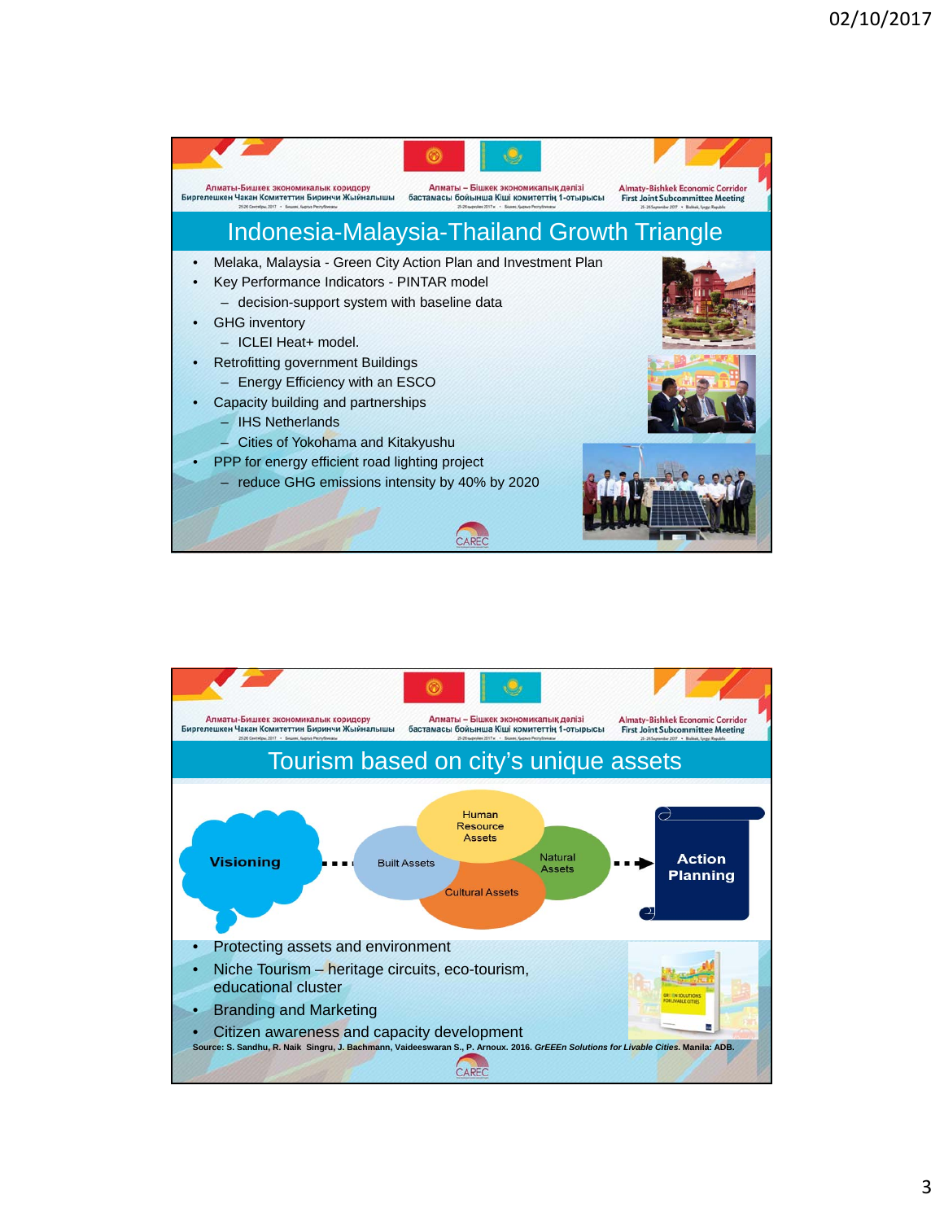## Indonesia-Malaysia-Thailand Growth Triangle

- Melaka, Malaysia - Green City Action Plan and Investment Plan
- Key Performance Indicators - PINTAR model
  - decision-support system with baseline data
- GHG inventory
  - ICLEI Heat+ model.
- Retrofitting government Buildings
  - Energy Efficiency with an ESCO
- Capacity building and partnerships
  - IHS Netherlands
  - Cities of Yokohama and Kitakyushu
- PPP for energy efficient road lighting project
  - reduce GHG emissions intensity by 40% by 2020

## Tourism based on city's unique assets

Visioning → Human Resource Assets, Built Assets, Natural Assets, Cultural Assets → Action Planning

- Protecting assets and environment
- Niche Tourism – heritage circuits, eco-tourism, educational cluster
- Branding and Marketing
- Citizen awareness and capacity development

Source: S. Sandhu, R. Naik Singru, J. Bachmann, Vaideeswaran S., P. Arnoux. 2016. *GrEEEn Solutions for Livable Cities*. Manila: ADB.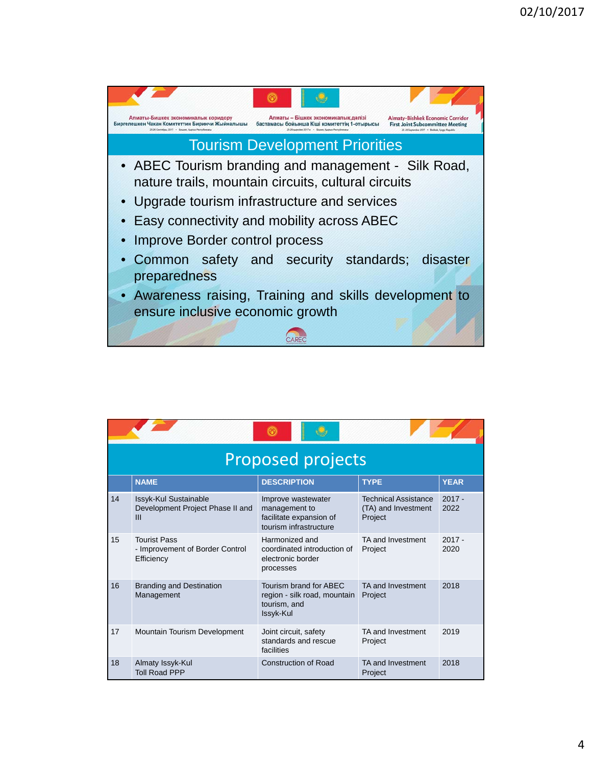Алматы-Бишкек экономикалык коридору
Биргелешкен Чакан Комитеттин Биринчи Жыйналышы

Алматы – Бішкек экономикалық дәлізі
бастамасы бойынша Кіші комитеттің 1-отырысы

Almaty-Bishkek Economic Corridor
First Joint Subcommittee Meeting

## Tourism Development Priorities

- ABEC Tourism branding and management - Silk Road, nature trails, mountain circuits, cultural circuits
- Upgrade tourism infrastructure and services
- Easy connectivity and mobility across ABEC
- Improve Border control process
- Common safety and security standards; disaster preparedness
- Awareness raising, Training and skills development to ensure inclusive economic growth

CAREC

## Proposed projects

| | NAME | DESCRIPTION | TYPE | YEAR |
|---|---|---|---|---|
| 14 | Issyk-Kul Sustainable Development Project Phase II and III | Improve wastewater management to facilitate expansion of tourism infrastructure | Technical Assistance (TA) and Investment Project | 2017 - 2022 |
| 15 | Tourist Pass - Improvement of Border Control Efficiency | Harmonized and coordinated introduction of electronic border processes | TA and Investment Project | 2017 - 2020 |
| 16 | Branding and Destination Management | Tourism brand for ABEC region - silk road, mountain tourism, and Issyk-Kul | TA and Investment Project | 2018 |
| 17 | Mountain Tourism Development | Joint circuit, safety standards and rescue facilities | TA and Investment Project | 2019 |
| 18 | Almaty Issyk-Kul Toll Road PPP | Construction of Road | TA and Investment Project | 2018 |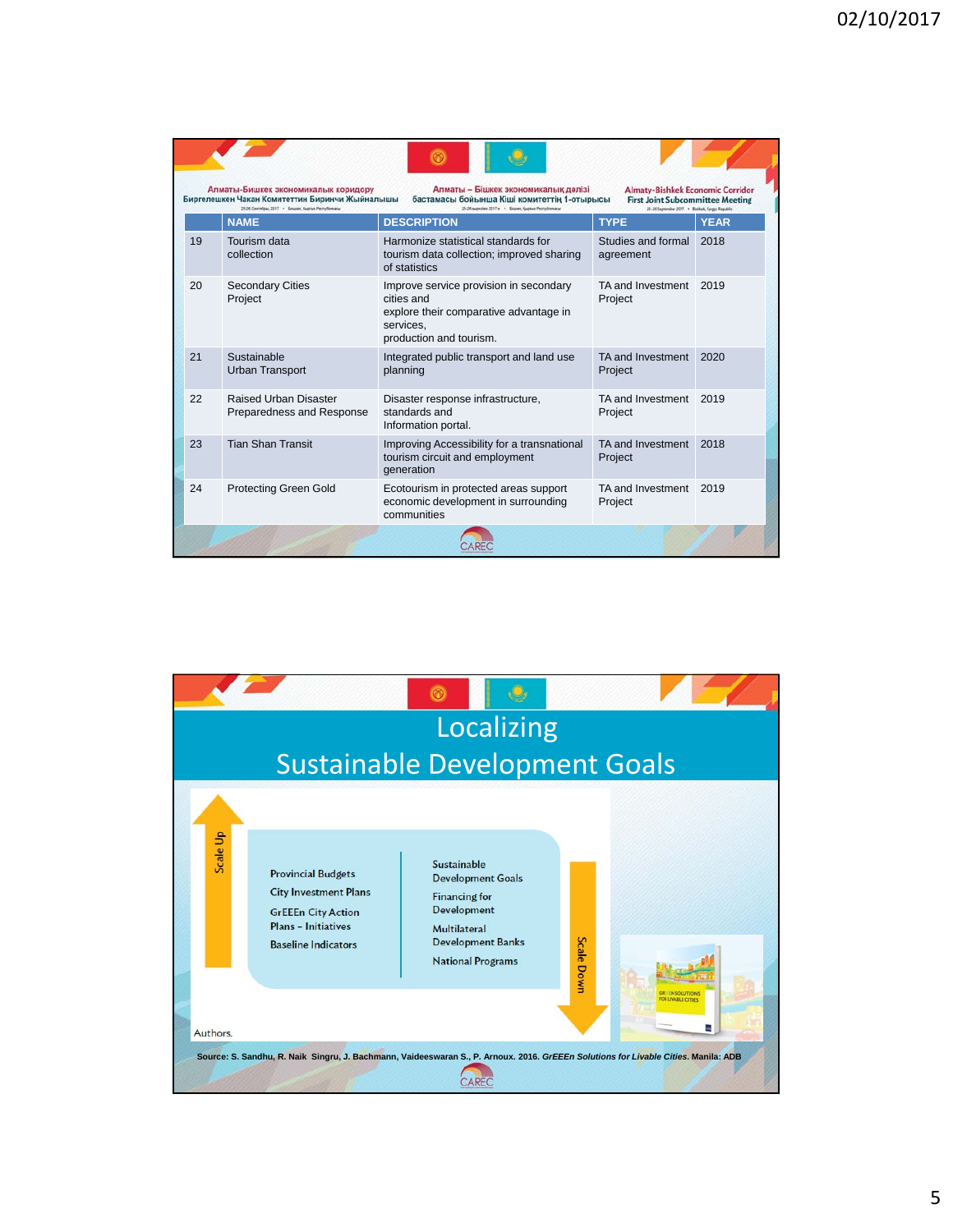Алматы-Бишкек экономикалык коридору
Биргелешкен Чакан Комитеттин Биринчи Жыйналышы

Алматы – Бішкек экономикалық дәлізі
бастамасы бойынша Кіші комитеттің 1-отырысы

Almaty-Bishkek Economic Corridor
First Joint Subcommittee Meeting

| | NAME | DESCRIPTION | TYPE | YEAR |
|---|---|---|---|---|
| 19 | Tourism data collection | Harmonize statistical standards for tourism data collection; improved sharing of statistics | Studies and formal agreement | 2018 |
| 20 | Secondary Cities Project | Improve service provision in secondary cities and explore their comparative advantage in services, production and tourism. | TA and Investment Project | 2019 |
| 21 | Sustainable Urban Transport | Integrated public transport and land use planning | TA and Investment Project | 2020 |
| 22 | Raised Urban Disaster Preparedness and Response | Disaster response infrastructure, standards and Information portal. | TA and Investment Project | 2019 |
| 23 | Tian Shan Transit | Improving Accessibility for a transnational tourism circuit and employment generation | TA and Investment Project | 2018 |
| 24 | Protecting Green Gold | Ecotourism in protected areas support economic development in surrounding communities | TA and Investment Project | 2019 |

CAREC

# Localizing Sustainable Development Goals

Scale Up

Provincial Budgets
City Investment Plans
GrEEEn City Action Plans – Initiatives
Baseline Indicators

Sustainable Development Goals
Financing for Development
Multilateral Development Banks
National Programs

Scale Down

Authors.

Source: S. Sandhu, R. Naik Singru, J. Bachmann, Vaideeswaran S., P. Arnoux. 2016. *GrEEEn Solutions for Livable Cities*. Manila: ADB

CAREC